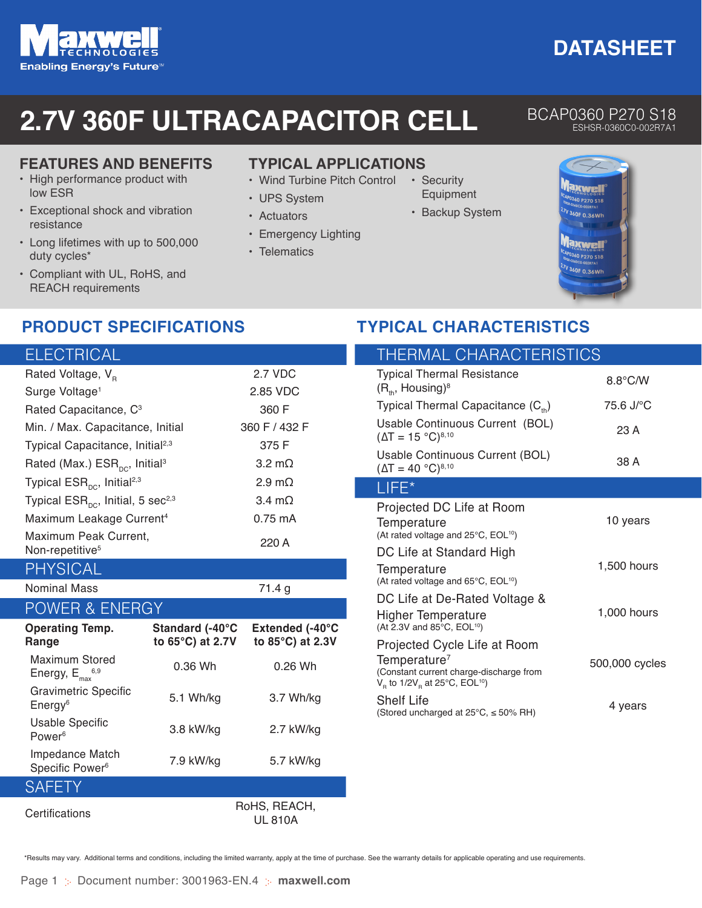DATASHEET

# 2.7V 360F ULTRACAPACITOR CELL

BCAP0360 P270 S18
ESHSR-0360C0-002R7A1

## FEATURES AND BENEFITS

- High performance product with low ESR
- Exceptional shock and vibration resistance
- Long lifetimes with up to 500,000 duty cycles*
- Compliant with UL, RoHS, and REACH requirements

## TYPICAL APPLICATIONS

- Wind Turbine Pitch Control
- UPS System
- Actuators
- Emergency Lighting
- Telematics
- Security Equipment
- Backup System

## PRODUCT SPECIFICATIONS

### ELECTRICAL

| | |
|---|---|
| Rated Voltage, $V_R$ | 2.7 VDC |
| Surge Voltage[1] | 2.85 VDC |
| Rated Capacitance, C[3] | 360 F |
| Min. / Max. Capacitance, Initial | 360 F / 432 F |
| Typical Capacitance, Initial[2,3] | 375 F |
| Rated (Max.) $ESR_{DC}$, Initial[3] | 3.2 mΩ |
| Typical $ESR_{DC}$, Initial[2,3] | 2.9 mΩ |
| Typical $ESR_{DC}$, Initial, 5 sec[2,3] | 3.4 mΩ |
| Maximum Leakage Current[4] | 0.75 mA |
| Maximum Peak Current, Non-repetitive[5] | 220 A |

### PHYSICAL

| | |
|---|---|
| Nominal Mass | 71.4 g |

### POWER & ENERGY

| Operating Temp. Range | Standard (-40°C to 65°C) at 2.7V | Extended (-40°C to 85°C) at 2.3V |
|---|---|---|
| Maximum Stored Energy, $E_{max}$[6,9] | 0.36 Wh | 0.26 Wh |
| Gravimetric Specific Energy[6] | 5.1 Wh/kg | 3.7 Wh/kg |
| Usable Specific Power[6] | 3.8 kW/kg | 2.7 kW/kg |
| Impedance Match Specific Power[6] | 7.9 kW/kg | 5.7 kW/kg |

### SAFETY

| | |
|---|---|
| Certifications | RoHS, REACH, UL 810A |

## TYPICAL CHARACTERISTICS

### THERMAL CHARACTERISTICS

| | |
|---|---|
| Typical Thermal Resistance ($R_{th}$, Housing)[8] | 8.8°C/W |
| Typical Thermal Capacitance ($C_{th}$) | 75.6 J/°C |
| Usable Continuous Current (BOL) (ΔT = 15 °C)[8,10] | 23 A |
| Usable Continuous Current (BOL) (ΔT = 40 °C)[8,10] | 38 A |

### LIFE*

| | |
|---|---|
| Projected DC Life at Room Temperature (At rated voltage and 25°C, EOL[10]) | 10 years |
| DC Life at Standard High Temperature (At rated voltage and 65°C, EOL[10]) | 1,500 hours |
| DC Life at De-Rated Voltage & Higher Temperature (At 2.3V and 85°C, EOL[10]) | 1,000 hours |
| Projected Cycle Life at Room Temperature[7] (Constant current charge-discharge from $V_R$ to $1/2V_R$ at 25°C, EOL[10]) | 500,000 cycles |
| Shelf Life (Stored uncharged at 25°C, ≤ 50% RH) | 4 years |

*Results may vary. Additional terms and conditions, including the limited warranty, apply at the time of purchase. See the warranty details for applicable operating and use requirements.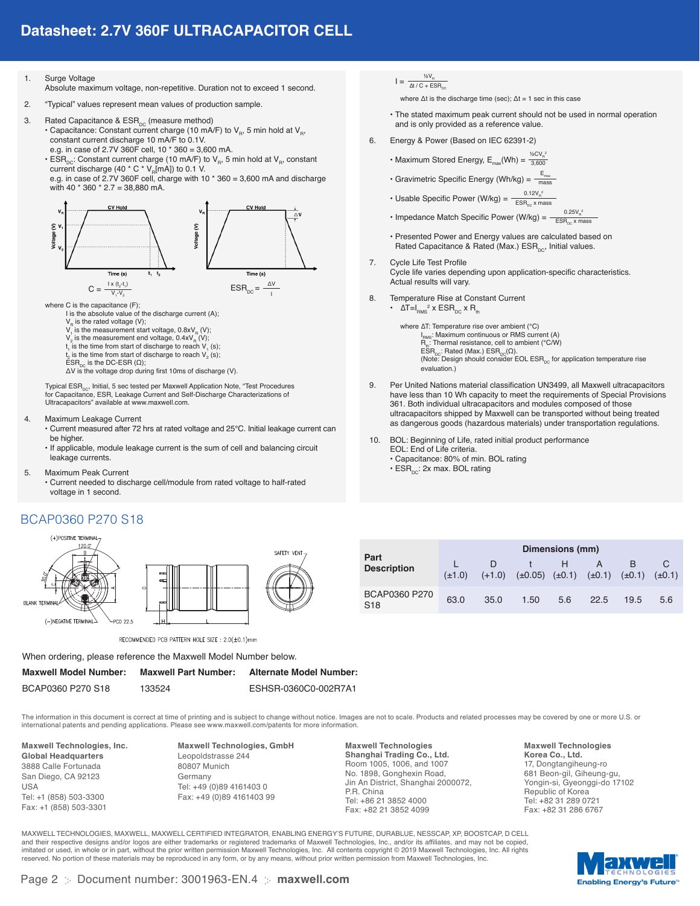# Datasheet: 2.7V 360F ULTRACAPACITOR CELL

1. Surge Voltage
   Absolute maximum voltage, non-repetitive. Duration not to exceed 1 second.

2. "Typical" values represent mean values of production sample.

3. Rated Capacitance & $ESR_{DC}$ (measure method)
   - Capacitance: Constant current charge (10 mA/F) to $V_R$, 5 min hold at $V_R$, constant current discharge 10 mA/F to 0.1V.
     e.g. in case of 2.7V 360F cell, 10 * 360 = 3,600 mA.
   - $ESR_{DC}$: Constant current charge (10 mA/F) to $V_R$, 5 min hold at $V_R$, constant current discharge (40 * C * $V_R$[mA]) to 0.1 V.
     e.g. in case of 2.7V 360F cell, charge with 10 * 360 = 3,600 mA and discharge with 40 * 360 * 2.7 = 38,880 mA.

CV Hold
$V_R$
$V_1$
$V_2$
Voltage (V)
Time (s)
$t_1$ $t_2$

CV Hold
$V_R$
$\Delta V$
Voltage (V)
Time (s)

$$C = \frac{I \times (t_2 - t_1)}{V_1 - V_2}$$

$$ESR_{DC} = \frac{\Delta V}{I}$$

where C is the capacitance (F);
I is the absolute value of the discharge current (A);
$V_R$ is the rated voltage (V);
$V_1$ is the measurement start voltage, 0.8x$V_R$ (V);
$V_2$ is the measurement end voltage, 0.4x$V_R$ (V);
$t_1$ is the time from start of discharge to reach $V_1$ (s);
$t_2$ is the time from start of discharge to reach $V_2$ (s);
$ESR_{DC}$ is the DC-ESR (Ω);
ΔV is the voltage drop during first 10ms of discharge (V).

Typical $ESR_{DC}$, Initial, 5 sec tested per Maxwell Application Note, "Test Procedures for Capacitance, ESR, Leakage Current and Self-Discharge Characterizations of Ultracapacitors" available at www.maxwell.com.

4. Maximum Leakage Current
   - Current measured after 72 hrs at rated voltage and 25°C. Initial leakage current can be higher.
   - If applicable, module leakage current is the sum of cell and balancing circuit leakage currents.

5. Maximum Peak Current
   - Current needed to discharge cell/module from rated voltage to half-rated voltage in 1 second.

$$I = \frac{\frac{1}{2}V_R}{\Delta t / C + ESR_{DC}}$$

where Δt is the discharge time (sec); Δt = 1 sec in this case

   - The stated maximum peak current should not be used in normal operation and is only provided as a reference value.

6. Energy & Power (Based on IEC 62391-2)
   - Maximum Stored Energy, $E_{max}$(Wh) = $\frac{\frac{1}{2}CV_R^2}{3,600}$
   - Gravimetric Specific Energy (Wh/kg) = $\frac{E_{max}}{mass}$
   - Usable Specific Power (W/kg) = $\frac{0.12V_R^2}{ESR_{DC} \times mass}$
   - Impedance Match Specific Power (W/kg) = $\frac{0.25V_R^2}{ESR_{DC} \times mass}$
   - Presented Power and Energy values are calculated based on Rated Capacitance & Rated (Max.) $ESR_{DC}$, Initial values.

7. Cycle Life Test Profile
   Cycle life varies depending upon application-specific characteristics. Actual results will vary.

8. Temperature Rise at Constant Current
   - $\Delta T = I_{RMS}^2 \times ESR_{DC} \times R_{th}$

   where ΔT: Temperature rise over ambient (°C)
   $I_{RMS}$: Maximum continuous or RMS current (A)
   $R_{th}$: Thermal resistance, cell to ambient (°C/W)
   $ESR_{DC}$: Rated (Max.) $ESR_{DC}$(Ω).
   (Note: Design should consider EOL $ESR_{DC}$ for application temperature rise evaluation.)

9. Per United Nations material classification UN3499, all Maxwell ultracapacitors have less than 10 Wh capacity to meet the requirements of Special Provisions 361. Both individual ultracapacitors and modules composed of those ultracapacitors shipped by Maxwell can be transported without being treated as dangerous goods (hazardous materials) under transportation regulations.

10. BOL: Beginning of Life, rated initial product performance
    EOL: End of Life criteria.
    - Capacitance: 80% of min. BOL rating
    - $ESR_{DC}$: 2x max. BOL rating

## BCAP0360 P270 S18

(+)POSITIVE TERMINAL
120.0°
B
30.0°
C
A
BLANK TERMINAL
(−)NEGATIVE TERMINAL
PCD 22.5
D
H
L
SAFETY VENT

RECOMMENDED PCB PATTERN HOLE SIZE : 2.0(±0.1)mm

| Part Description | Dimensions (mm) | | | | | | |
|---|---|---|---|---|---|---|---|
| | L (±1.0) | D (+1.0) | t (±0.05) | H (±0.1) | A (±0.1) | B (±0.1) | C (±0.1) |
| BCAP0360 P270 S18 | 63.0 | 35.0 | 1.50 | 5.6 | 22.5 | 19.5 | 5.6 |

When ordering, please reference the Maxwell Model Number below.

| Maxwell Model Number: | Maxwell Part Number: | Alternate Model Number: |
|---|---|---|
| BCAP0360 P270 S18 | 133524 | ESHSR-0360C0-002R7A1 |

The information in this document is correct at time of printing and is subject to change without notice. Images are not to scale. Products and related processes may be covered by one or more U.S. or international patents and pending applications. Please see www.maxwell.com/patents for more information.

**Maxwell Technologies, Inc.**
**Global Headquarters**
3888 Calle Fortunada
San Diego, CA 92123
USA
Tel: +1 (858) 503-3300
Fax: +1 (858) 503-3301

**Maxwell Technologies, GmbH**
Leopoldstrasse 244
80807 Munich
Germany
Tel: +49 (0)89 4161403 0
Fax: +49 (0)89 4161403 99

**Maxwell Technologies**
**Shanghai Trading Co., Ltd.**
Room 1005, 1006, and 1007
No. 1898, Gonghexin Road,
Jin An District, Shanghai 2000072,
P.R. China
Tel: +86 21 3852 4000
Fax: +82 21 3852 4099

**Maxwell Technologies**
**Korea Co., Ltd.**
17, Dongtangiheung-ro
681 Beon-gil, Giheung-gu,
Yongin-si, Gyeonggi-do 17102
Republic of Korea
Tel: +82 31 289 0721
Fax: +82 31 286 6767

MAXWELL TECHNOLOGIES, MAXWELL, MAXWELL CERTIFIED INTEGRATOR, ENABLING ENERGY'S FUTURE, DURABLUE, NESSCAP, XP, BOOSTCAP, D CELL and their respective designs and/or logos are either trademarks or registered trademarks of Maxwell Technologies, Inc., and/or its affiliates, and may not be copied, imitated or used, in whole or in part, without the prior written permission Maxwell Technologies, Inc. All contents copyright © 2019 Maxwell Technologies, Inc. All rights reserved. No portion of these materials may be reproduced in any form, or by any means, without prior written permission from Maxwell Technologies, Inc.

Document number: 3001963-EN.4 maxwell.com